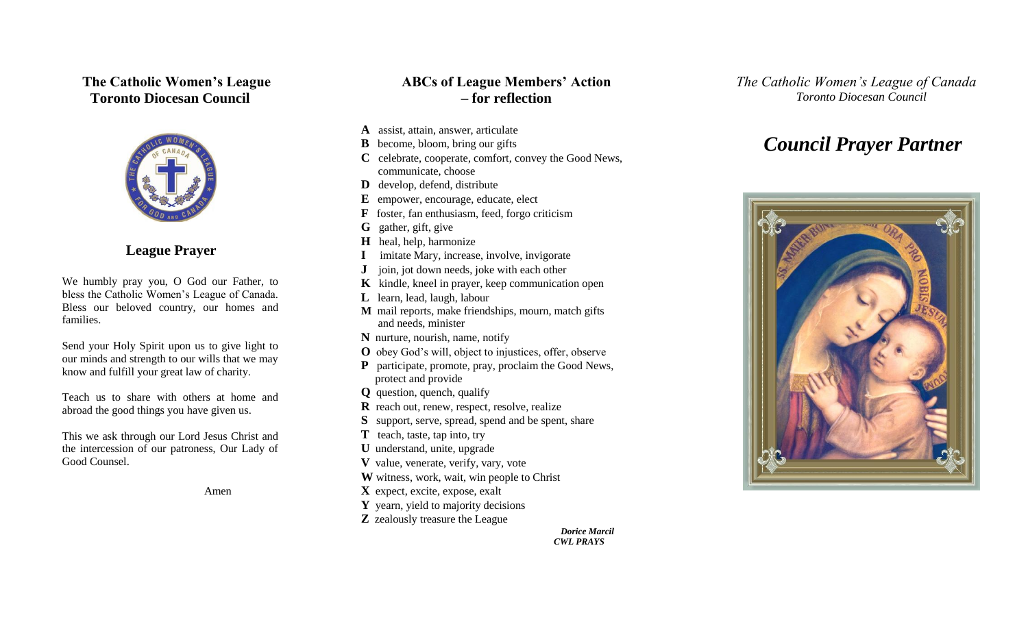## The Catholic Women's League
## Toronto Diocesan Council

### League Prayer

We humbly pray you, O God our Father, to bless the Catholic Women's League of Canada. Bless our beloved country, our homes and families.

Send your Holy Spirit upon us to give light to our minds and strength to our wills that we may know and fulfill your great law of charity.

Teach us to share with others at home and abroad the good things you have given us.

This we ask through our Lord Jesus Christ and the intercession of our patroness, Our Lady of Good Counsel.

Amen

## ABCs of League Members' Action – for reflection

**A** assist, attain, answer, articulate
**B** become, bloom, bring our gifts
**C** celebrate, cooperate, comfort, convey the Good News, communicate, choose
**D** develop, defend, distribute
**E** empower, encourage, educate, elect
**F** foster, fan enthusiasm, feed, forgo criticism
**G** gather, gift, give
**H** heal, help, harmonize
**I** imitate Mary, increase, involve, invigorate
**J** join, jot down needs, joke with each other
**K** kindle, kneel in prayer, keep communication open
**L** learn, lead, laugh, labour
**M** mail reports, make friendships, mourn, match gifts and needs, minister
**N** nurture, nourish, name, notify
**O** obey God's will, object to injustices, offer, observe
**P** participate, promote, pray, proclaim the Good News, protect and provide
**Q** question, quench, qualify
**R** reach out, renew, respect, resolve, realize
**S** support, serve, spread, spend and be spent, share
**T** teach, taste, tap into, try
**U** understand, unite, upgrade
**V** value, venerate, verify, vary, vote
**W** witness, work, wait, win people to Christ
**X** expect, excite, expose, exalt
**Y** yearn, yield to majority decisions
**Z** zealously treasure the League

***Dorice Marcil***
***CWL PRAYS***

*The Catholic Women's League of Canada*
*Toronto Diocesan Council*

# *Council Prayer Partner*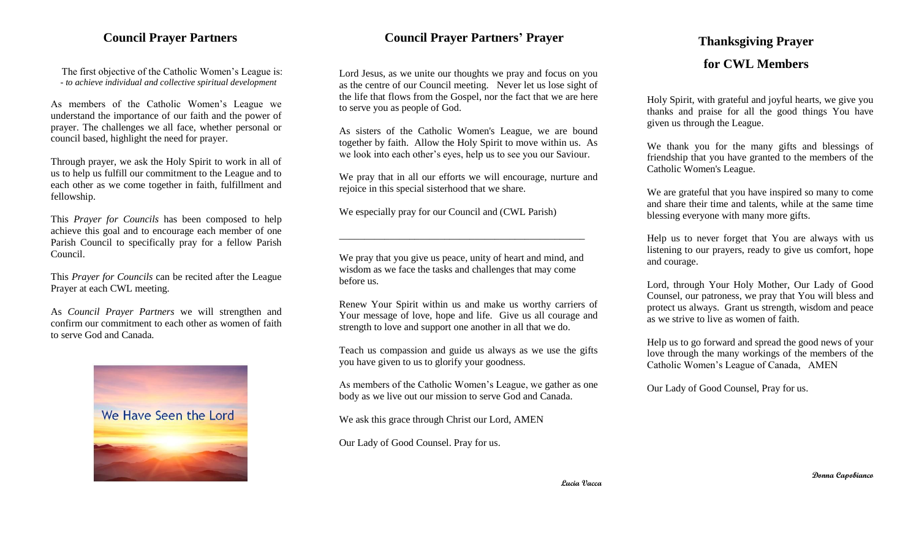## Council Prayer Partners

The first objective of the Catholic Women's League is:
*- to achieve individual and collective spiritual development*

As members of the Catholic Women's League we understand the importance of our faith and the power of prayer. The challenges we all face, whether personal or council based, highlight the need for prayer.

Through prayer, we ask the Holy Spirit to work in all of us to help us fulfill our commitment to the League and to each other as we come together in faith, fulfillment and fellowship.

This *Prayer for Councils* has been composed to help achieve this goal and to encourage each member of one Parish Council to specifically pray for a fellow Parish Council.

This *Prayer for Councils* can be recited after the League Prayer at each CWL meeting.

As *Council Prayer Partners* we will strengthen and confirm our commitment to each other as women of faith to serve God and Canada.

We Have Seen the Lord

## Council Prayer Partners' Prayer

Lord Jesus, as we unite our thoughts we pray and focus on you as the centre of our Council meeting. Never let us lose sight of the life that flows from the Gospel, nor the fact that we are here to serve you as people of God.

As sisters of the Catholic Women's League, we are bound together by faith. Allow the Holy Spirit to move within us. As we look into each other's eyes, help us to see you our Saviour.

We pray that in all our efforts we will encourage, nurture and rejoice in this special sisterhood that we share.

We especially pray for our Council and (CWL Parish)

___________________________________________________

We pray that you give us peace, unity of heart and mind, and wisdom as we face the tasks and challenges that may come before us.

Renew Your Spirit within us and make us worthy carriers of Your message of love, hope and life. Give us all courage and strength to love and support one another in all that we do.

Teach us compassion and guide us always as we use the gifts you have given to us to glorify your goodness.

As members of the Catholic Women's League, we gather as one body as we live out our mission to serve God and Canada.

We ask this grace through Christ our Lord, AMEN

Our Lady of Good Counsel. Pray for us.

**Lucia Vacca**

## Thanksgiving Prayer for CWL Members

Holy Spirit, with grateful and joyful hearts, we give you thanks and praise for all the good things You have given us through the League.

We thank you for the many gifts and blessings of friendship that you have granted to the members of the Catholic Women's League.

We are grateful that you have inspired so many to come and share their time and talents, while at the same time blessing everyone with many more gifts.

Help us to never forget that You are always with us listening to our prayers, ready to give us comfort, hope and courage.

Lord, through Your Holy Mother, Our Lady of Good Counsel, our patroness, we pray that You will bless and protect us always. Grant us strength, wisdom and peace as we strive to live as women of faith.

Help us to go forward and spread the good news of your love through the many workings of the members of the Catholic Women's League of Canada, AMEN

Our Lady of Good Counsel, Pray for us.

**Donna Capobianco**